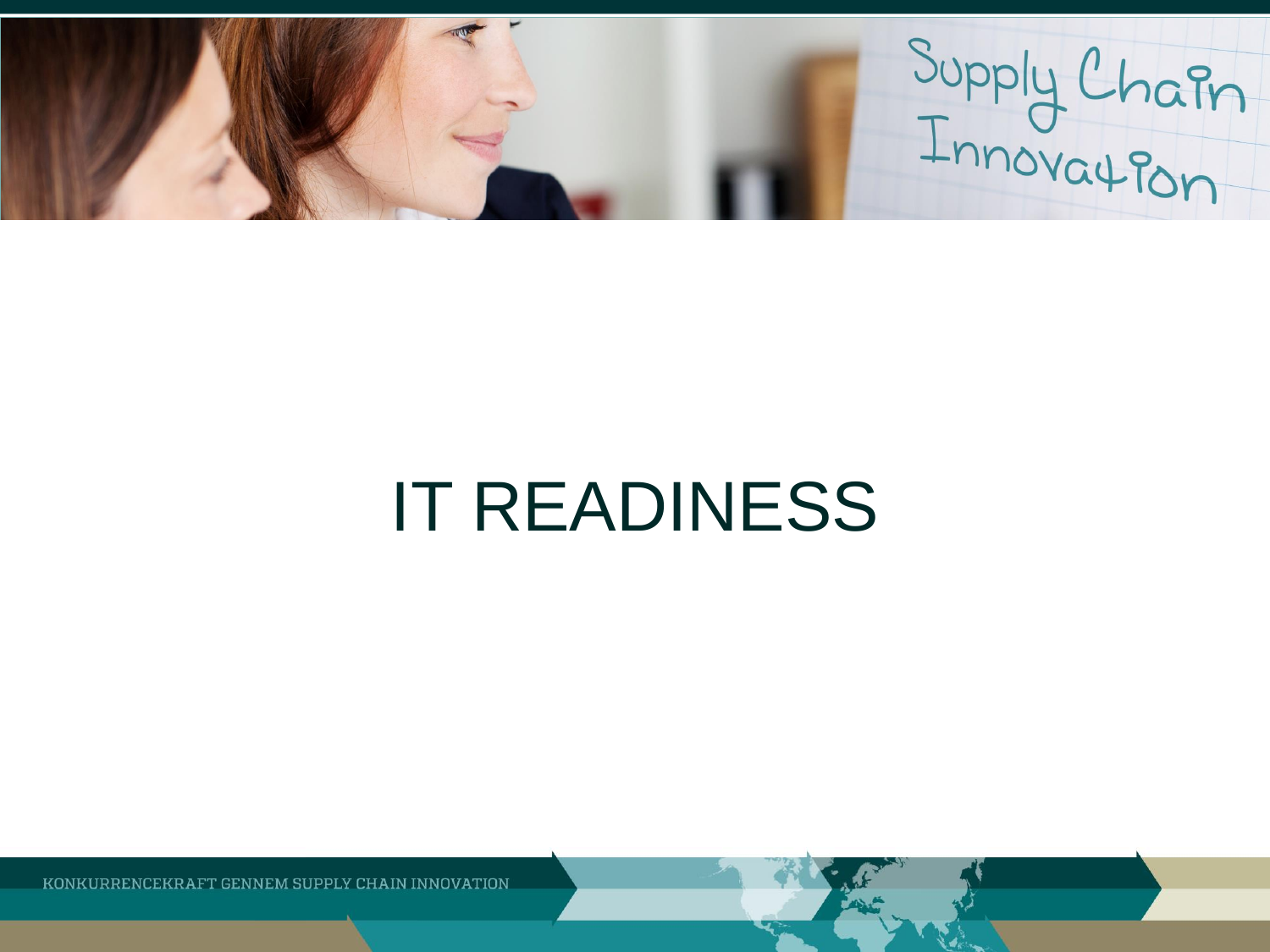# IT READINESS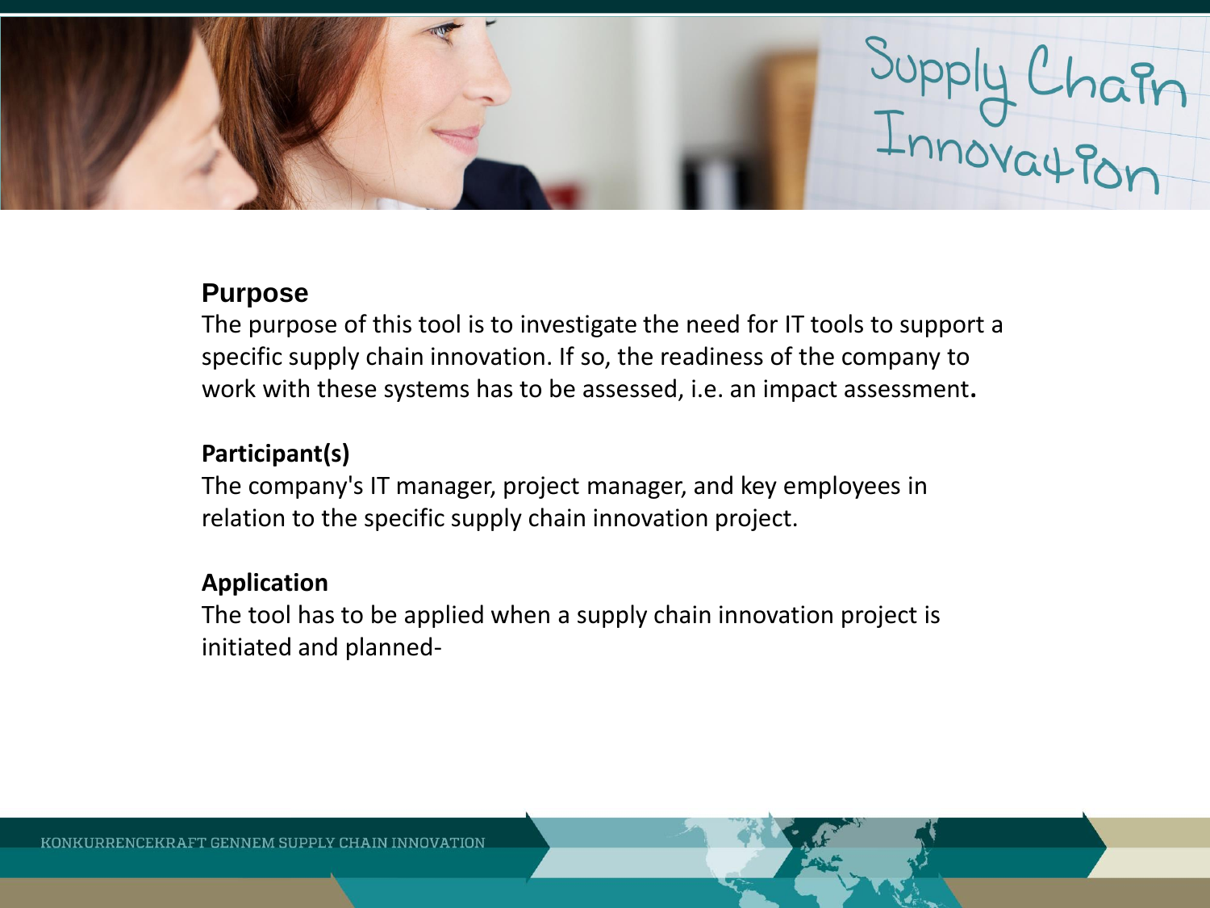## Purpose

The purpose of this tool is to investigate the need for IT tools to support a specific supply chain innovation. If so, the readiness of the company to work with these systems has to be assessed, i.e. an impact assessment**.**

### Participant(s)

The company's IT manager, project manager, and key employees in relation to the specific supply chain innovation project.

### Application

The tool has to be applied when a supply chain innovation project is initiated and planned-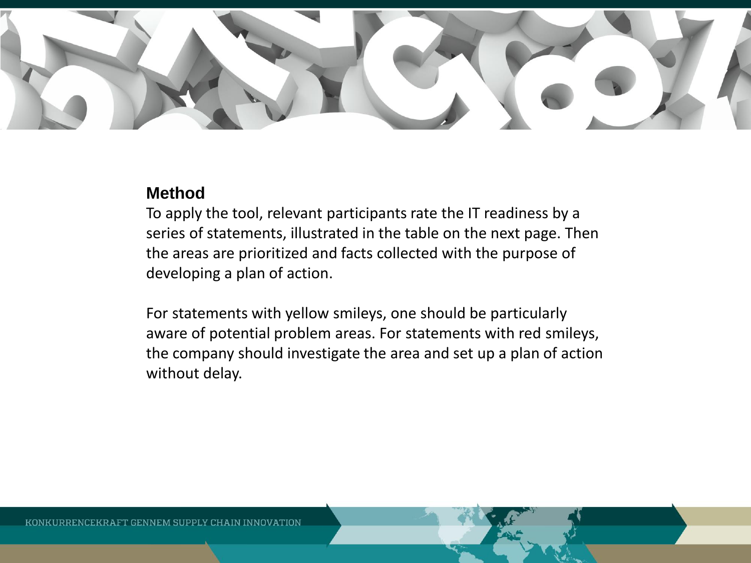## Method

To apply the tool, relevant participants rate the IT readiness by a series of statements, illustrated in the table on the next page. Then the areas are prioritized and facts collected with the purpose of developing a plan of action.

For statements with yellow smileys, one should be particularly aware of potential problem areas. For statements with red smileys, the company should investigate the area and set up a plan of action without delay.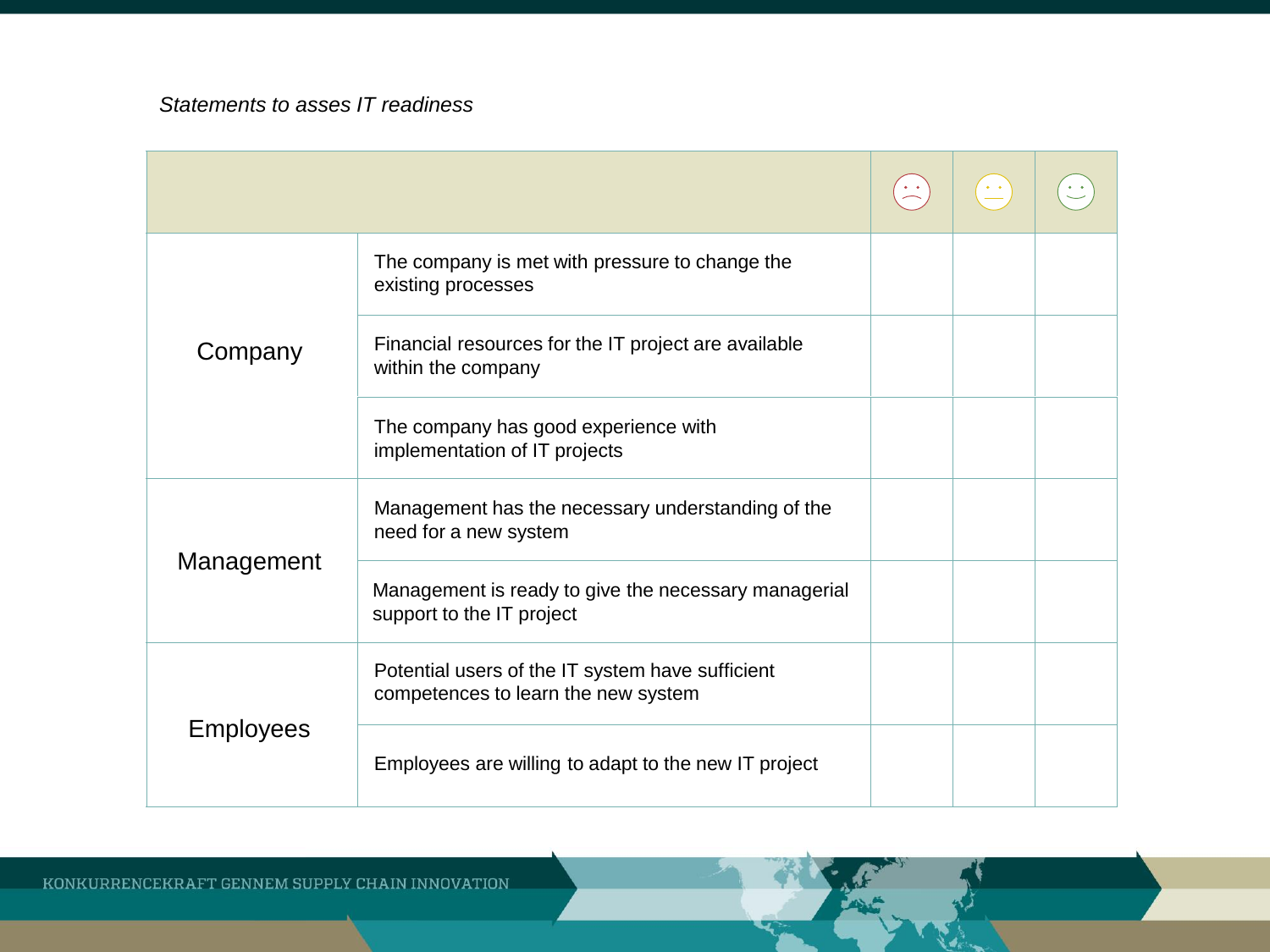*Statements to asses IT readiness*

| | | ☹ | 😐 | ☺ |
|---|---|---|---|---|
| Company | The company is met with pressure to change the existing processes | | | |
| | Financial resources for the IT project are available within the company | | | |
| | The company has good experience with implementation of IT projects | | | |
| Management | Management has the necessary understanding of the need for a new system | | | |
| | Management is ready to give the necessary managerial support to the IT project | | | |
| Employees | Potential users of the IT system have sufficient competences to learn the new system | | | |
| | Employees are willing to adapt to the new IT project | | | |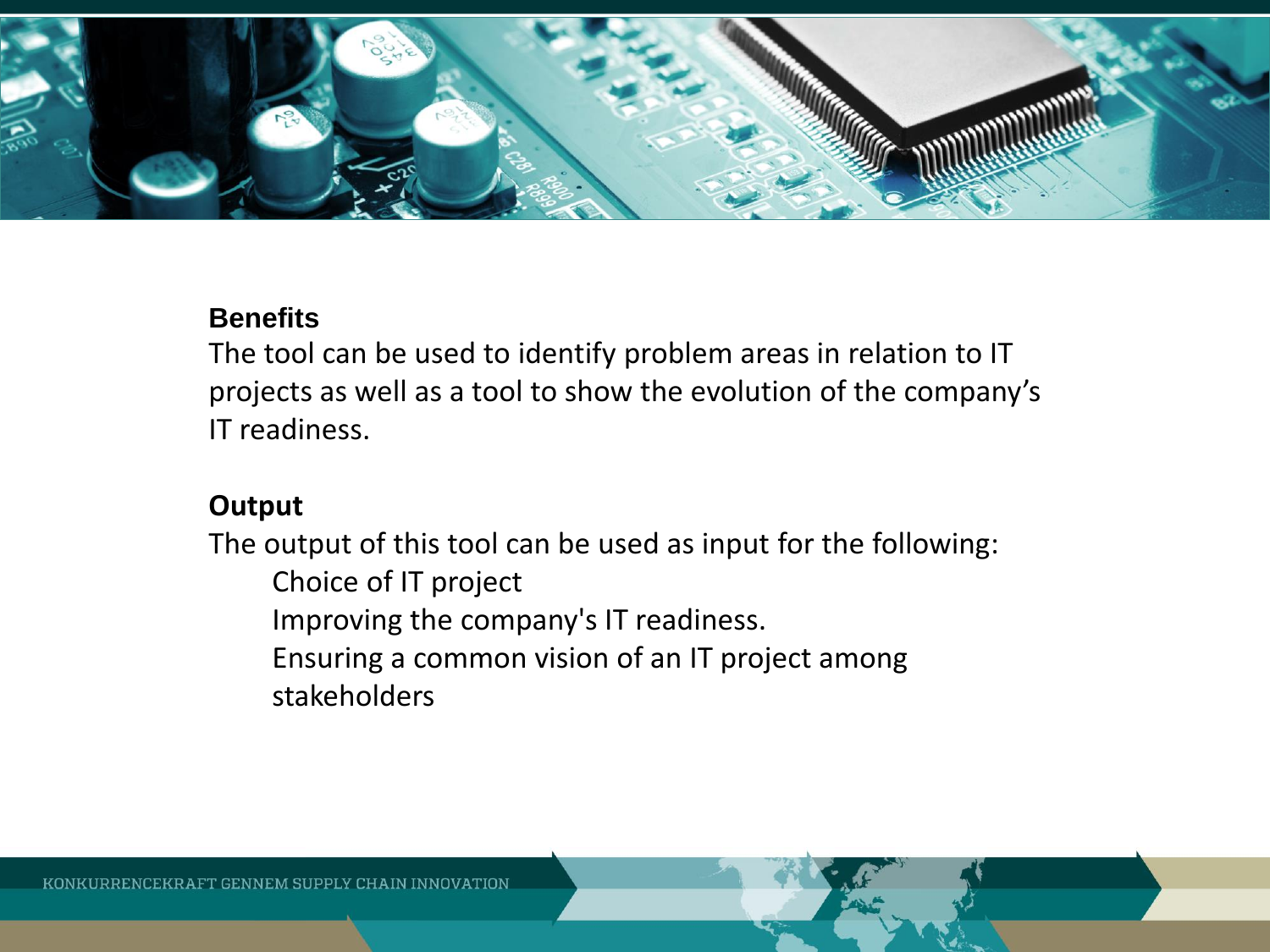**Benefits**

The tool can be used to identify problem areas in relation to IT projects as well as a tool to show the evolution of the company's IT readiness.

**Output**

The output of this tool can be used as input for the following:

- Choice of IT project
- Improving the company's IT readiness.
- Ensuring a common vision of an IT project among stakeholders